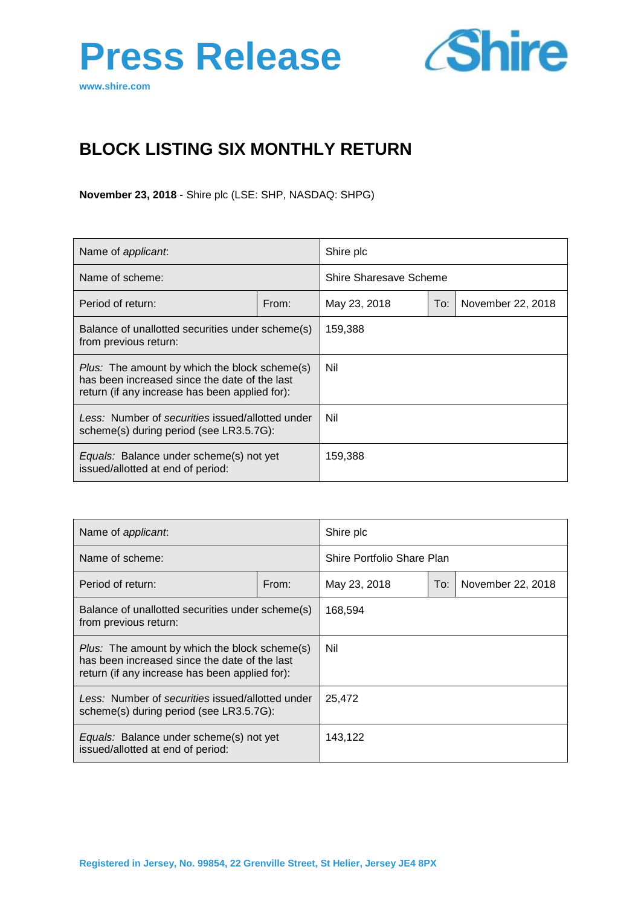# Press Release

www.shire.com

## BLOCK LISTING SIX MONTHLY RETURN

**November 23, 2018** - Shire plc (LSE: SHP, NASDAQ: SHPG)

| Name of *applicant*: | | Shire plc | | |
|---|---|---|---|---|
| Name of scheme: | | Shire Sharesave Scheme | | |
| Period of return: | From: | May 23, 2018 | To: | November 22, 2018 |
| Balance of unallotted securities under scheme(s) from previous return: | | 159,388 | | |
| *Plus:* The amount by which the block scheme(s) has been increased since the date of the last return (if any increase has been applied for): | | Nil | | |
| *Less:* Number of *securities* issued/allotted under scheme(s) during period (see LR3.5.7G): | | Nil | | |
| *Equals:* Balance under scheme(s) not yet issued/allotted at end of period: | | 159,388 | | |

| Name of *applicant*: | | Shire plc | | |
|---|---|---|---|---|
| Name of scheme: | | Shire Portfolio Share Plan | | |
| Period of return: | From: | May 23, 2018 | To: | November 22, 2018 |
| Balance of unallotted securities under scheme(s) from previous return: | | 168,594 | | |
| *Plus:* The amount by which the block scheme(s) has been increased since the date of the last return (if any increase has been applied for): | | Nil | | |
| *Less:* Number of *securities* issued/allotted under scheme(s) during period (see LR3.5.7G): | | 25,472 | | |
| *Equals:* Balance under scheme(s) not yet issued/allotted at end of period: | | 143,122 | | |

**Registered in Jersey, No. 99854, 22 Grenville Street, St Helier, Jersey JE4 8PX**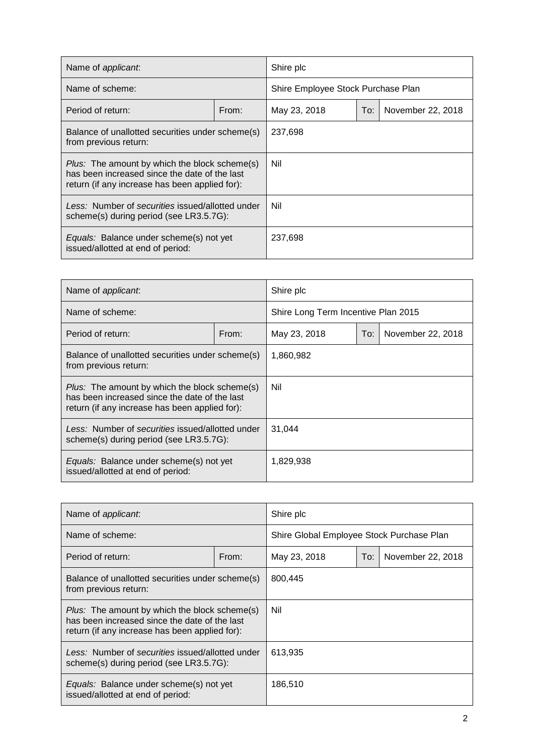| Name of *applicant*: | | Shire plc | | |
|---|---|---|---|---|
| Name of scheme: | | Shire Employee Stock Purchase Plan | | |
| Period of return: | From: | May 23, 2018 | To: | November 22, 2018 |
| Balance of unallotted securities under scheme(s) from previous return: | | 237,698 | | |
| *Plus:* The amount by which the block scheme(s) has been increased since the date of the last return (if any increase has been applied for): | | Nil | | |
| *Less:* Number of *securities* issued/allotted under scheme(s) during period (see LR3.5.7G): | | Nil | | |
| *Equals:* Balance under scheme(s) not yet issued/allotted at end of period: | | 237,698 | | |

| Name of *applicant*: | | Shire plc | | |
|---|---|---|---|---|
| Name of scheme: | | Shire Long Term Incentive Plan 2015 | | |
| Period of return: | From: | May 23, 2018 | To: | November 22, 2018 |
| Balance of unallotted securities under scheme(s) from previous return: | | 1,860,982 | | |
| *Plus:* The amount by which the block scheme(s) has been increased since the date of the last return (if any increase has been applied for): | | Nil | | |
| *Less:* Number of *securities* issued/allotted under scheme(s) during period (see LR3.5.7G): | | 31,044 | | |
| *Equals:* Balance under scheme(s) not yet issued/allotted at end of period: | | 1,829,938 | | |

| Name of *applicant*: | | Shire plc | | |
|---|---|---|---|---|
| Name of scheme: | | Shire Global Employee Stock Purchase Plan | | |
| Period of return: | From: | May 23, 2018 | To: | November 22, 2018 |
| Balance of unallotted securities under scheme(s) from previous return: | | 800,445 | | |
| *Plus:* The amount by which the block scheme(s) has been increased since the date of the last return (if any increase has been applied for): | | Nil | | |
| *Less:* Number of *securities* issued/allotted under scheme(s) during period (see LR3.5.7G): | | 613,935 | | |
| *Equals:* Balance under scheme(s) not yet issued/allotted at end of period: | | 186,510 | | |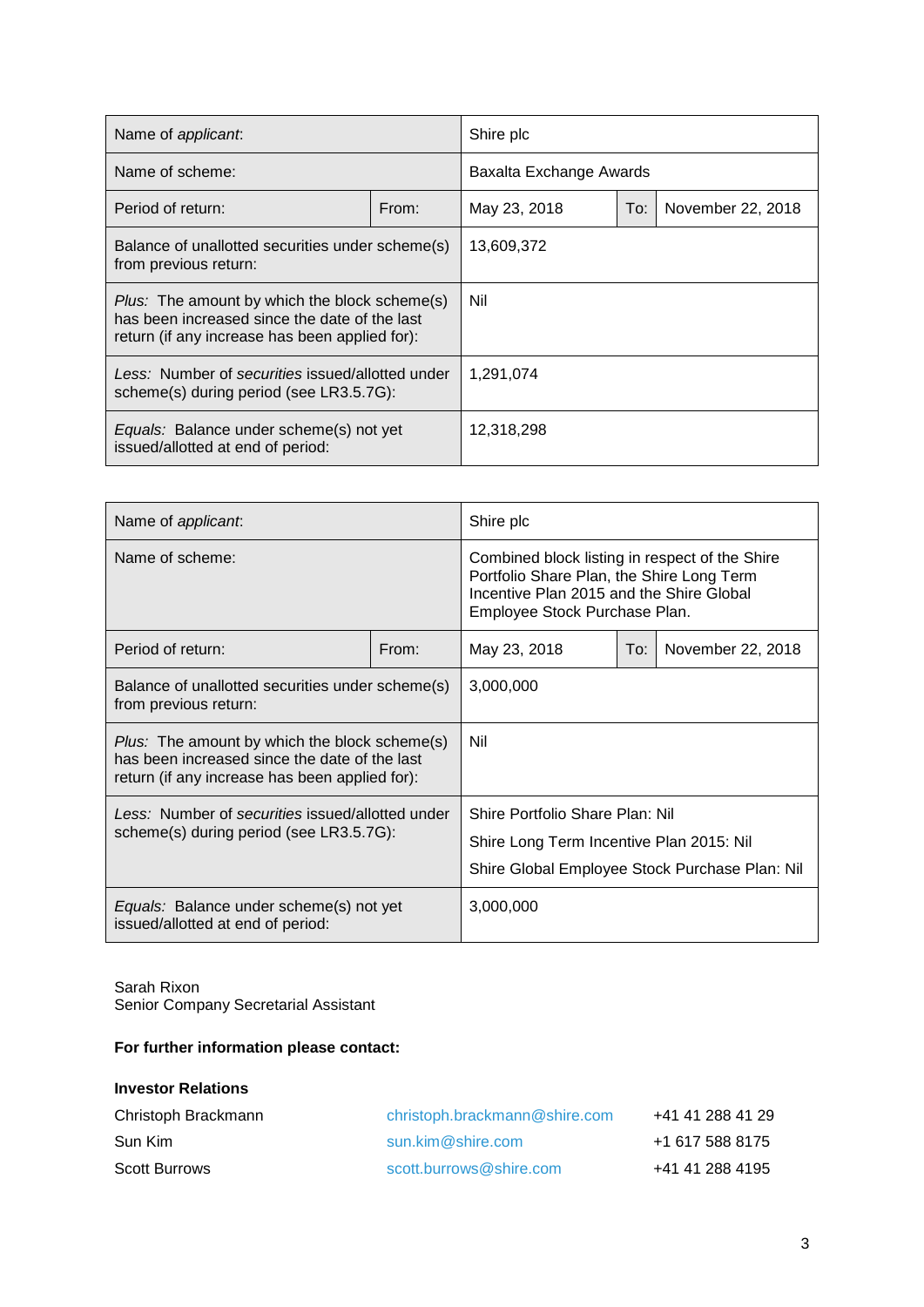| Name of *applicant*: | | Shire plc | | |
|---|---|---|---|---|
| Name of scheme: | | Baxalta Exchange Awards | | |
| Period of return: | From: | May 23, 2018 | To: | November 22, 2018 |
| Balance of unallotted securities under scheme(s) from previous return: | | 13,609,372 | | |
| *Plus:* The amount by which the block scheme(s) has been increased since the date of the last return (if any increase has been applied for): | | Nil | | |
| *Less:* Number of *securities* issued/allotted under scheme(s) during period (see LR3.5.7G): | | 1,291,074 | | |
| *Equals:* Balance under scheme(s) not yet issued/allotted at end of period: | | 12,318,298 | | |

| Name of *applicant*: | | Shire plc | | |
|---|---|---|---|---|
| Name of scheme: | | Combined block listing in respect of the Shire Portfolio Share Plan, the Shire Long Term Incentive Plan 2015 and the Shire Global Employee Stock Purchase Plan. | | |
| Period of return: | From: | May 23, 2018 | To: | November 22, 2018 |
| Balance of unallotted securities under scheme(s) from previous return: | | 3,000,000 | | |
| *Plus:* The amount by which the block scheme(s) has been increased since the date of the last return (if any increase has been applied for): | | Nil | | |
| *Less:* Number of *securities* issued/allotted under scheme(s) during period (see LR3.5.7G): | | Shire Portfolio Share Plan: Nil<br>Shire Long Term Incentive Plan 2015: Nil<br>Shire Global Employee Stock Purchase Plan: Nil | | |
| *Equals:* Balance under scheme(s) not yet issued/allotted at end of period: | | 3,000,000 | | |

Sarah Rixon
Senior Company Secretarial Assistant

**For further information please contact:**

**Investor Relations**

| | | |
|---|---|---|
| Christoph Brackmann | christoph.brackmann@shire.com | +41 41 288 41 29 |
| Sun Kim | sun.kim@shire.com | +1 617 588 8175 |
| Scott Burrows | scott.burrows@shire.com | +41 41 288 4195 |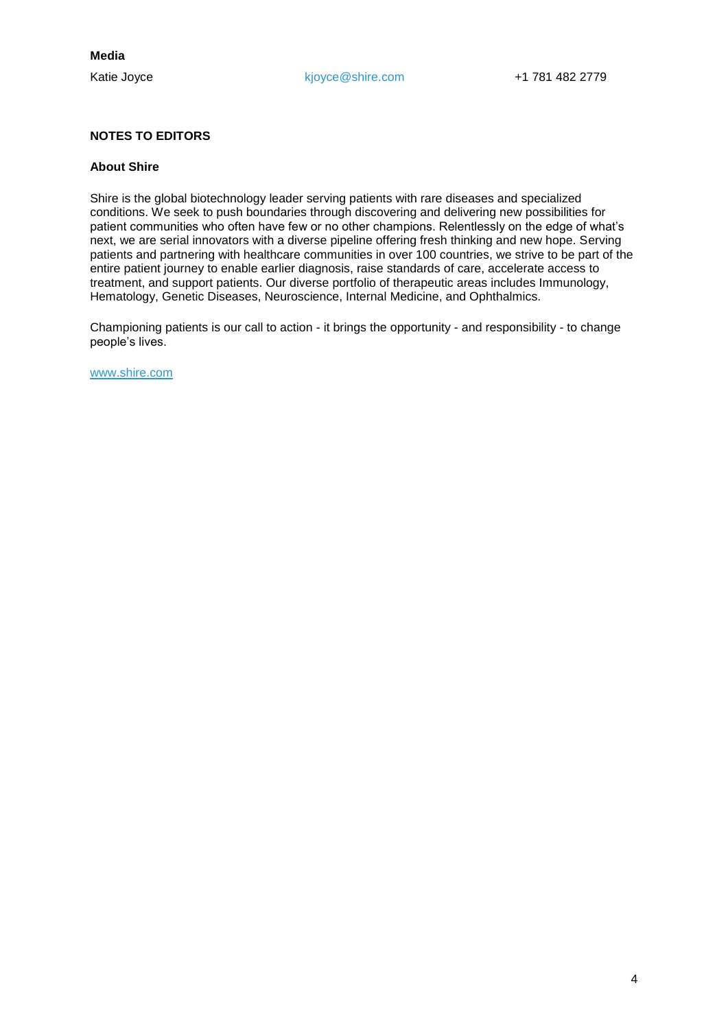**Media**

| | | |
|---|---|---|
| Katie Joyce | kjoyce@shire.com | +1 781 482 2779 |

## NOTES TO EDITORS

### About Shire

Shire is the global biotechnology leader serving patients with rare diseases and specialized conditions. We seek to push boundaries through discovering and delivering new possibilities for patient communities who often have few or no other champions. Relentlessly on the edge of what's next, we are serial innovators with a diverse pipeline offering fresh thinking and new hope. Serving patients and partnering with healthcare communities in over 100 countries, we strive to be part of the entire patient journey to enable earlier diagnosis, raise standards of care, accelerate access to treatment, and support patients. Our diverse portfolio of therapeutic areas includes Immunology, Hematology, Genetic Diseases, Neuroscience, Internal Medicine, and Ophthalmics.

Championing patients is our call to action - it brings the opportunity - and responsibility - to change people's lives.

www.shire.com